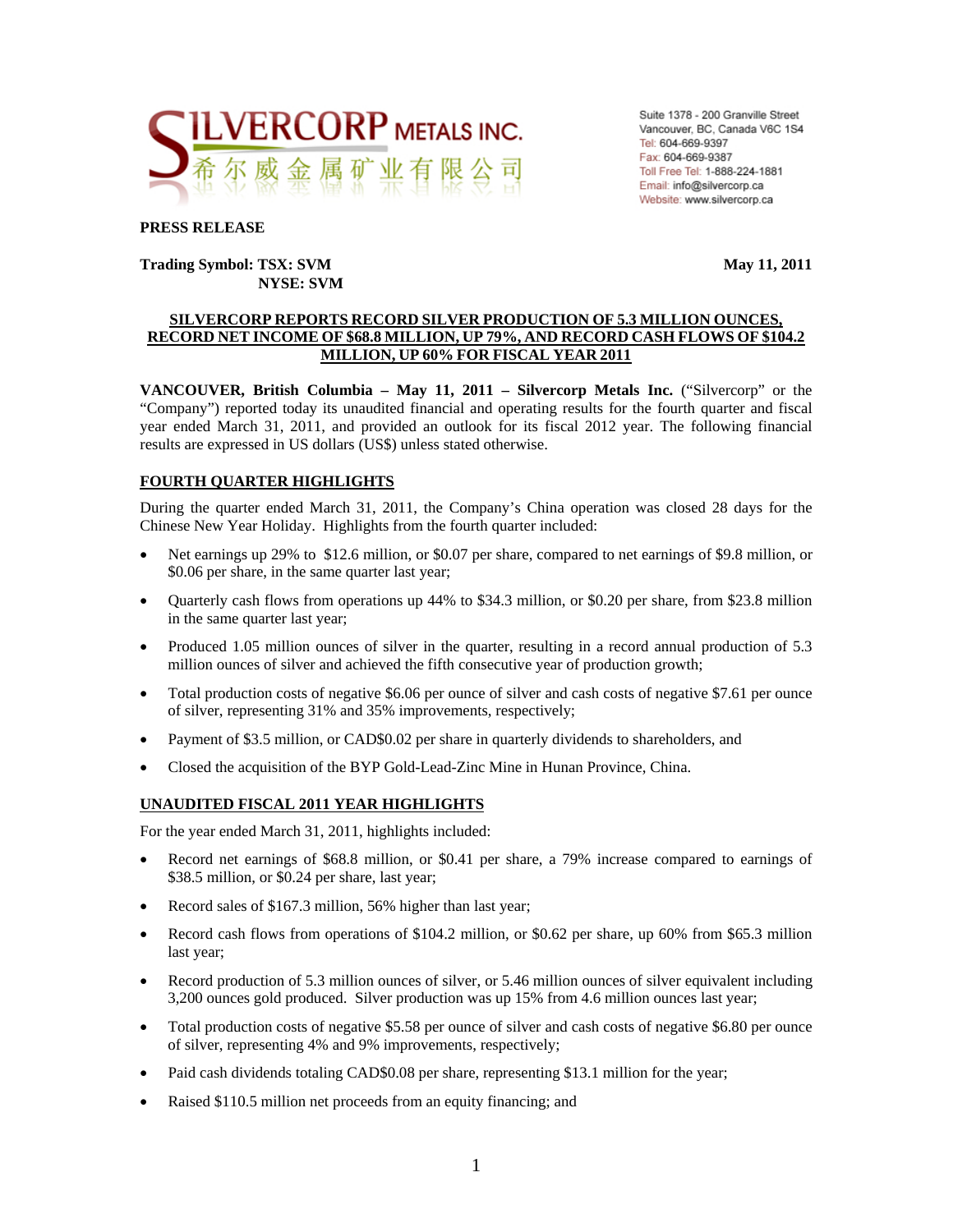SILVERCORP METALS INC.
希尔威金属矿业有限公司

Suite 1378 - 200 Granville Street
Vancouver, BC, Canada V6C 1S4
Tel: 604-669-9397
Fax: 604-669-9387
Toll Free Tel: 1-888-224-1881
Email: info@silvercorp.ca
Website: www.silvercorp.ca

**PRESS RELEASE**

**Trading Symbol: TSX: SVM**
**NYSE: SVM**

**May 11, 2011**

## SILVERCORP REPORTS RECORD SILVER PRODUCTION OF 5.3 MILLION OUNCES, RECORD NET INCOME OF $68.8 MILLION, UP 79%, AND RECORD CASH FLOWS OF $104.2 MILLION, UP 60% FOR FISCAL YEAR 2011

**VANCOUVER, British Columbia – May 11, 2011 – Silvercorp Metals Inc.** ("Silvercorp" or the "Company") reported today its unaudited financial and operating results for the fourth quarter and fiscal year ended March 31, 2011, and provided an outlook for its fiscal 2012 year. The following financial results are expressed in US dollars (US$) unless stated otherwise.

### FOURTH QUARTER HIGHLIGHTS

During the quarter ended March 31, 2011, the Company's China operation was closed 28 days for the Chinese New Year Holiday. Highlights from the fourth quarter included:

- Net earnings up 29% to $12.6 million, or $0.07 per share, compared to net earnings of $9.8 million, or $0.06 per share, in the same quarter last year;
- Quarterly cash flows from operations up 44% to $34.3 million, or $0.20 per share, from $23.8 million in the same quarter last year;
- Produced 1.05 million ounces of silver in the quarter, resulting in a record annual production of 5.3 million ounces of silver and achieved the fifth consecutive year of production growth;
- Total production costs of negative $6.06 per ounce of silver and cash costs of negative $7.61 per ounce of silver, representing 31% and 35% improvements, respectively;
- Payment of $3.5 million, or CAD$0.02 per share in quarterly dividends to shareholders, and
- Closed the acquisition of the BYP Gold-Lead-Zinc Mine in Hunan Province, China.

### UNAUDITED FISCAL 2011 YEAR HIGHLIGHTS

For the year ended March 31, 2011, highlights included:

- Record net earnings of $68.8 million, or $0.41 per share, a 79% increase compared to earnings of $38.5 million, or $0.24 per share, last year;
- Record sales of $167.3 million, 56% higher than last year;
- Record cash flows from operations of $104.2 million, or $0.62 per share, up 60% from $65.3 million last year;
- Record production of 5.3 million ounces of silver, or 5.46 million ounces of silver equivalent including 3,200 ounces gold produced. Silver production was up 15% from 4.6 million ounces last year;
- Total production costs of negative $5.58 per ounce of silver and cash costs of negative $6.80 per ounce of silver, representing 4% and 9% improvements, respectively;
- Paid cash dividends totaling CAD$0.08 per share, representing $13.1 million for the year;
- Raised $110.5 million net proceeds from an equity financing; and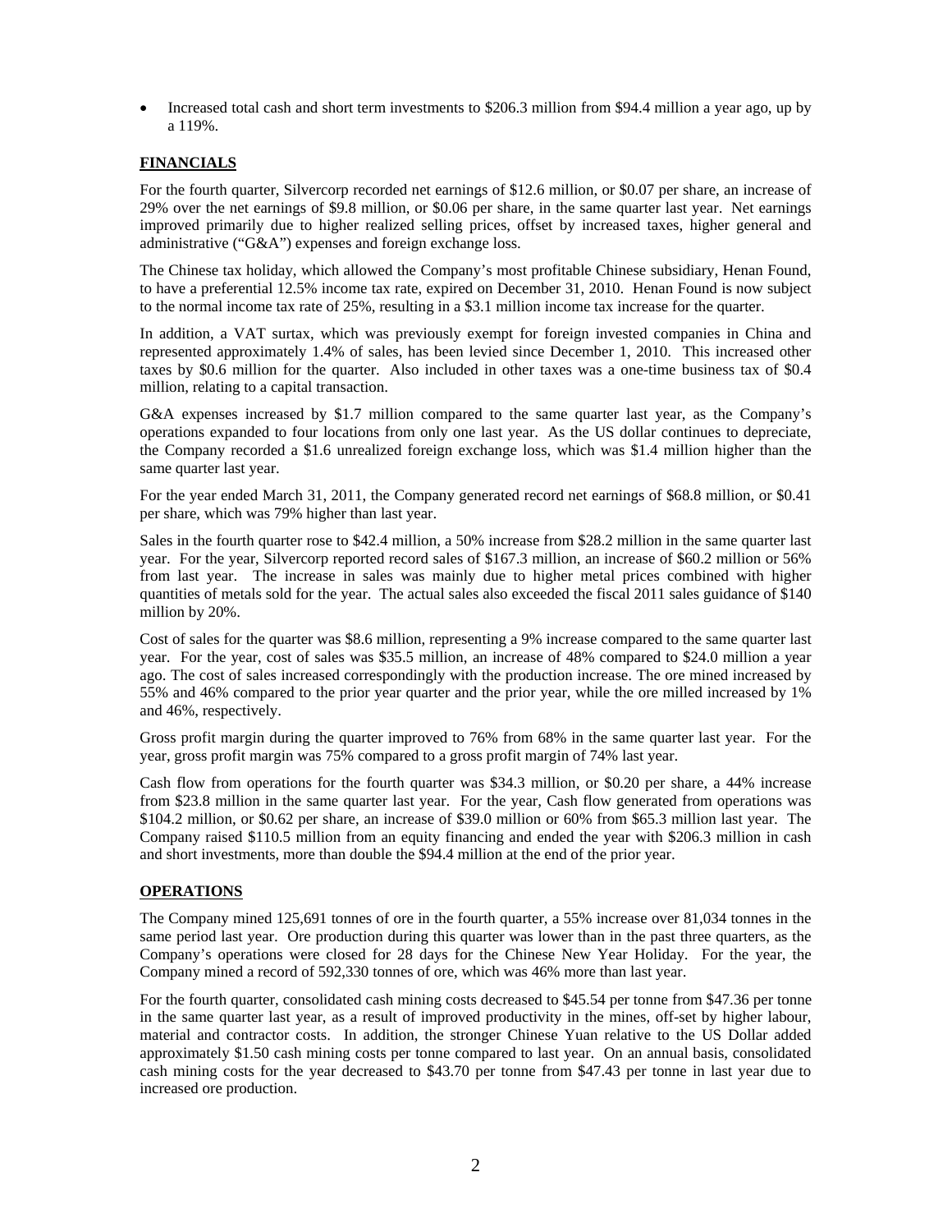- Increased total cash and short term investments to \$206.3 million from \$94.4 million a year ago, up by a 119%.

## FINANCIALS

For the fourth quarter, Silvercorp recorded net earnings of \$12.6 million, or \$0.07 per share, an increase of 29% over the net earnings of \$9.8 million, or \$0.06 per share, in the same quarter last year. Net earnings improved primarily due to higher realized selling prices, offset by increased taxes, higher general and administrative ("G&A") expenses and foreign exchange loss.

The Chinese tax holiday, which allowed the Company's most profitable Chinese subsidiary, Henan Found, to have a preferential 12.5% income tax rate, expired on December 31, 2010. Henan Found is now subject to the normal income tax rate of 25%, resulting in a \$3.1 million income tax increase for the quarter.

In addition, a VAT surtax, which was previously exempt for foreign invested companies in China and represented approximately 1.4% of sales, has been levied since December 1, 2010. This increased other taxes by \$0.6 million for the quarter. Also included in other taxes was a one-time business tax of \$0.4 million, relating to a capital transaction.

G&A expenses increased by \$1.7 million compared to the same quarter last year, as the Company's operations expanded to four locations from only one last year. As the US dollar continues to depreciate, the Company recorded a \$1.6 unrealized foreign exchange loss, which was \$1.4 million higher than the same quarter last year.

For the year ended March 31, 2011, the Company generated record net earnings of \$68.8 million, or \$0.41 per share, which was 79% higher than last year.

Sales in the fourth quarter rose to \$42.4 million, a 50% increase from \$28.2 million in the same quarter last year. For the year, Silvercorp reported record sales of \$167.3 million, an increase of \$60.2 million or 56% from last year. The increase in sales was mainly due to higher metal prices combined with higher quantities of metals sold for the year. The actual sales also exceeded the fiscal 2011 sales guidance of \$140 million by 20%.

Cost of sales for the quarter was \$8.6 million, representing a 9% increase compared to the same quarter last year. For the year, cost of sales was \$35.5 million, an increase of 48% compared to \$24.0 million a year ago. The cost of sales increased correspondingly with the production increase. The ore mined increased by 55% and 46% compared to the prior year quarter and the prior year, while the ore milled increased by 1% and 46%, respectively.

Gross profit margin during the quarter improved to 76% from 68% in the same quarter last year. For the year, gross profit margin was 75% compared to a gross profit margin of 74% last year.

Cash flow from operations for the fourth quarter was \$34.3 million, or \$0.20 per share, a 44% increase from \$23.8 million in the same quarter last year. For the year, Cash flow generated from operations was \$104.2 million, or \$0.62 per share, an increase of \$39.0 million or 60% from \$65.3 million last year. The Company raised \$110.5 million from an equity financing and ended the year with \$206.3 million in cash and short investments, more than double the \$94.4 million at the end of the prior year.

## OPERATIONS

The Company mined 125,691 tonnes of ore in the fourth quarter, a 55% increase over 81,034 tonnes in the same period last year. Ore production during this quarter was lower than in the past three quarters, as the Company's operations were closed for 28 days for the Chinese New Year Holiday. For the year, the Company mined a record of 592,330 tonnes of ore, which was 46% more than last year.

For the fourth quarter, consolidated cash mining costs decreased to \$45.54 per tonne from \$47.36 per tonne in the same quarter last year, as a result of improved productivity in the mines, off-set by higher labour, material and contractor costs. In addition, the stronger Chinese Yuan relative to the US Dollar added approximately \$1.50 cash mining costs per tonne compared to last year. On an annual basis, consolidated cash mining costs for the year decreased to \$43.70 per tonne from \$47.43 per tonne in last year due to increased ore production.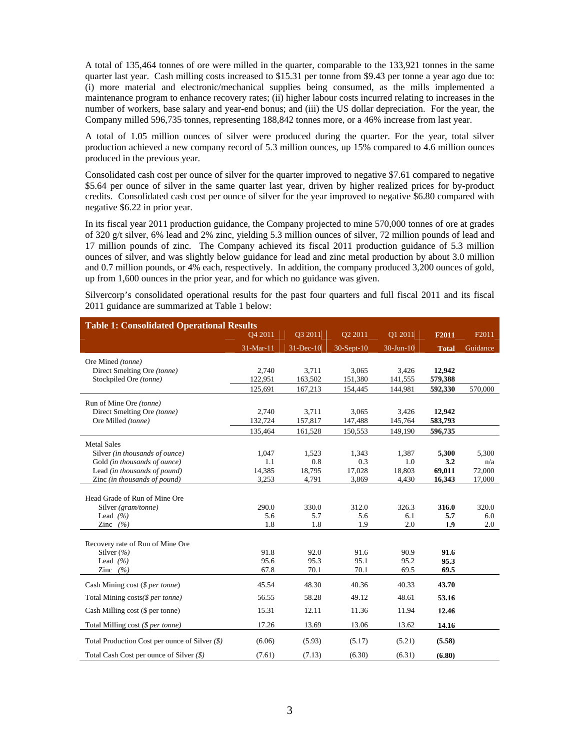A total of 135,464 tonnes of ore were milled in the quarter, comparable to the 133,921 tonnes in the same quarter last year. Cash milling costs increased to $15.31 per tonne from $9.43 per tonne a year ago due to: (i) more material and electronic/mechanical supplies being consumed, as the mills implemented a maintenance program to enhance recovery rates; (ii) higher labour costs incurred relating to increases in the number of workers, base salary and year-end bonus; and (iii) the US dollar depreciation. For the year, the Company milled 596,735 tonnes, representing 188,842 tonnes more, or a 46% increase from last year.

A total of 1.05 million ounces of silver were produced during the quarter. For the year, total silver production achieved a new company record of 5.3 million ounces, up 15% compared to 4.6 million ounces produced in the previous year.

Consolidated cash cost per ounce of silver for the quarter improved to negative $7.61 compared to negative $5.64 per ounce of silver in the same quarter last year, driven by higher realized prices for by-product credits. Consolidated cash cost per ounce of silver for the year improved to negative $6.80 compared with negative $6.22 in prior year.

In its fiscal year 2011 production guidance, the Company projected to mine 570,000 tonnes of ore at grades of 320 g/t silver, 6% lead and 2% zinc, yielding 5.3 million ounces of silver, 72 million pounds of lead and 17 million pounds of zinc. The Company achieved its fiscal 2011 production guidance of 5.3 million ounces of silver, and was slightly below guidance for lead and zinc metal production by about 3.0 million and 0.7 million pounds, or 4% each, respectively. In addition, the company produced 3,200 ounces of gold, up from 1,600 ounces in the prior year, and for which no guidance was given.

Silvercorp's consolidated operational results for the past four quarters and full fiscal 2011 and its fiscal 2011 guidance are summarized at Table 1 below:

**Table 1: Consolidated Operational Results**

| | Q4 2011 | Q3 2011 | Q2 2011 | Q1 2011 | **F2011** | F2011 |
|---|---|---|---|---|---|---|
| | 31-Mar-11 | 31-Dec-10 | 30-Sept-10 | 30-Jun-10 | **Total** | Guidance |
| Ore Mined *(tonne)* | | | | | | |
| Direct Smelting Ore *(tonne)* | 2,740 | 3,711 | 3,065 | 3,426 | **12,942** | |
| Stockpiled Ore *(tonne)* | 122,951 | 163,502 | 151,380 | 141,555 | **579,388** | |
| | 125,691 | 167,213 | 154,445 | 144,981 | **592,330** | 570,000 |
| Run of Mine Ore *(tonne)* | | | | | | |
| Direct Smelting Ore *(tonne)* | 2,740 | 3,711 | 3,065 | 3,426 | **12,942** | |
| Ore Milled *(tonne)* | 132,724 | 157,817 | 147,488 | 145,764 | **583,793** | |
| | 135,464 | 161,528 | 150,553 | 149,190 | **596,735** | |
| Metal Sales | | | | | | |
| Silver *(in thousands of ounce)* | 1,047 | 1,523 | 1,343 | 1,387 | **5,300** | 5,300 |
| Gold *(in thousands of ounce)* | 1.1 | 0.8 | 0.3 | 1.0 | **3.2** | n/a |
| Lead *(in thousands of pound)* | 14,385 | 18,795 | 17,028 | 18,803 | **69,011** | 72,000 |
| Zinc *(in thousands of pound)* | 3,253 | 4,791 | 3,869 | 4,430 | **16,343** | 17,000 |
| Head Grade of Run of Mine Ore | | | | | | |
| Silver *(gram/tonne)* | 290.0 | 330.0 | 312.0 | 326.3 | **316.0** | 320.0 |
| Lead *(%)* | 5.6 | 5.7 | 5.6 | 6.1 | **5.7** | 6.0 |
| Zinc *(%)* | 1.8 | 1.8 | 1.9 | 2.0 | **1.9** | 2.0 |
| Recovery rate of Run of Mine Ore | | | | | | |
| Silver (%) | 91.8 | 92.0 | 91.6 | 90.9 | **91.6** | |
| Lead *(%)* | 95.6 | 95.3 | 95.1 | 95.2 | **95.3** | |
| Zinc *(%)* | 67.8 | 70.1 | 70.1 | 69.5 | **69.5** | |
| Cash Mining cost (*$ per tonne*) | 45.54 | 48.30 | 40.36 | 40.33 | **43.70** | |
| Total Mining costs(*$ per tonne*) | 56.55 | 58.28 | 49.12 | 48.61 | **53.16** | |
| Cash Milling cost ($ per tonne) | 15.31 | 12.11 | 11.36 | 11.94 | **12.46** | |
| Total Milling cost (*$ per tonne*) | 17.26 | 13.69 | 13.06 | 13.62 | **14.16** | |
| Total Production Cost per ounce of Silver *($)* | (6.06) | (5.93) | (5.17) | (5.21) | **(5.58)** | |
| Total Cash Cost per ounce of Silver *($)* | (7.61) | (7.13) | (6.30) | (6.31) | **(6.80)** | |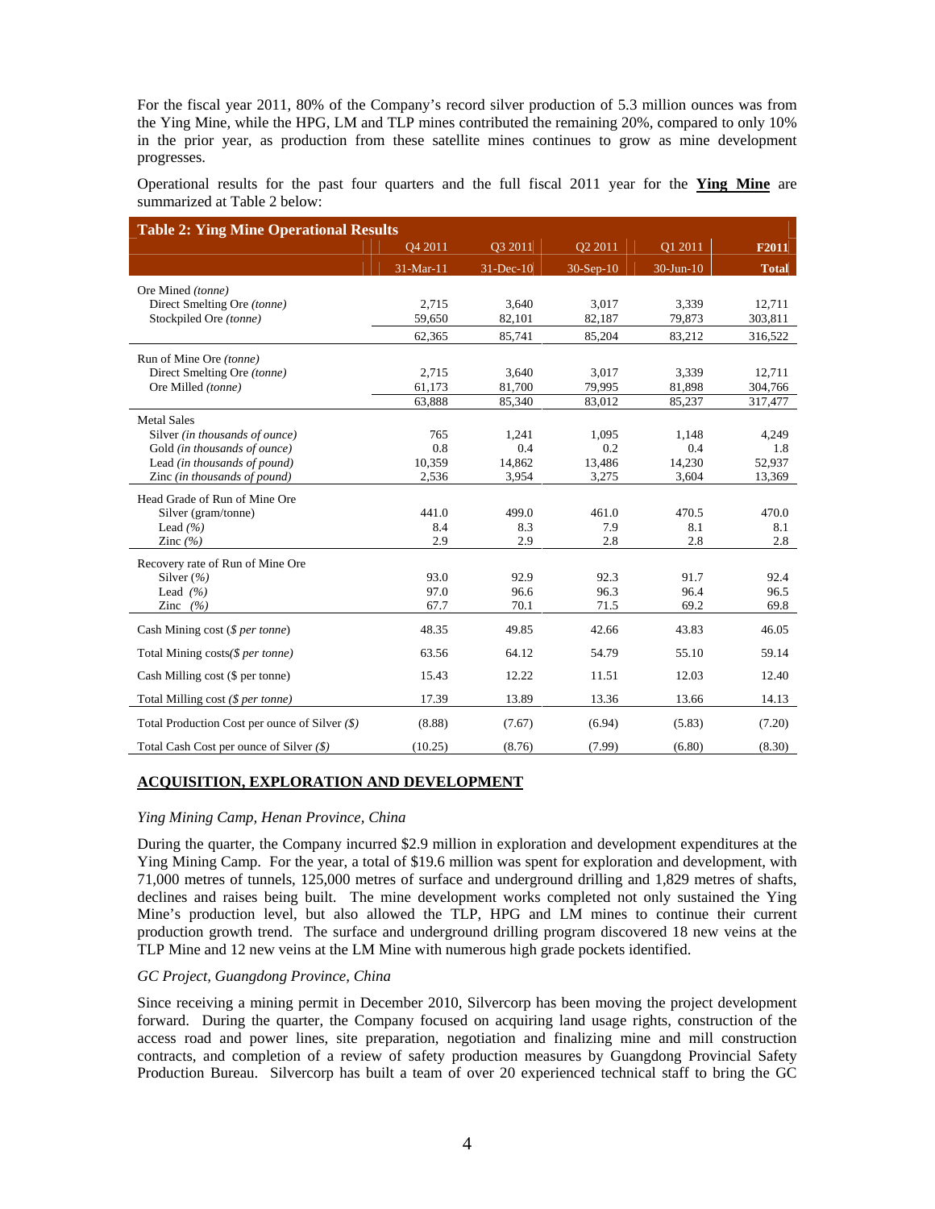For the fiscal year 2011, 80% of the Company's record silver production of 5.3 million ounces was from the Ying Mine, while the HPG, LM and TLP mines contributed the remaining 20%, compared to only 10% in the prior year, as production from these satellite mines continues to grow as mine development progresses.

Operational results for the past four quarters and the full fiscal 2011 year for the **Ying Mine** are summarized at Table 2 below:

| **Table 2: Ying Mine Operational Results** | Q4 2011 | Q3 2011 | Q2 2011 | Q1 2011 | **F2011** |
|---|---|---|---|---|---|
| | 31-Mar-11 | 31-Dec-10 | 30-Sep-10 | 30-Jun-10 | **Total** |
| Ore Mined *(tonne)* | | | | | |
| Direct Smelting Ore *(tonne)* | 2,715 | 3,640 | 3,017 | 3,339 | 12,711 |
| Stockpiled Ore *(tonne)* | 59,650 | 82,101 | 82,187 | 79,873 | 303,811 |
| | 62,365 | 85,741 | 85,204 | 83,212 | 316,522 |
| Run of Mine Ore *(tonne)* | | | | | |
| Direct Smelting Ore *(tonne)* | 2,715 | 3,640 | 3,017 | 3,339 | 12,711 |
| Ore Milled *(tonne)* | 61,173 | 81,700 | 79,995 | 81,898 | 304,766 |
| | 63,888 | 85,340 | 83,012 | 85,237 | 317,477 |
| Metal Sales | | | | | |
| Silver *(in thousands of ounce)* | 765 | 1,241 | 1,095 | 1,148 | 4,249 |
| Gold *(in thousands of ounce)* | 0.8 | 0.4 | 0.2 | 0.4 | 1.8 |
| Lead *(in thousands of pound)* | 10,359 | 14,862 | 13,486 | 14,230 | 52,937 |
| Zinc *(in thousands of pound)* | 2,536 | 3,954 | 3,275 | 3,604 | 13,369 |
| Head Grade of Run of Mine Ore | | | | | |
| Silver (gram/tonne) | 441.0 | 499.0 | 461.0 | 470.5 | 470.0 |
| Lead *(%)* | 8.4 | 8.3 | 7.9 | 8.1 | 8.1 |
| Zinc *(%)* | 2.9 | 2.9 | 2.8 | 2.8 | 2.8 |
| Recovery rate of Run of Mine Ore | | | | | |
| Silver *(%)* | 93.0 | 92.9 | 92.3 | 91.7 | 92.4 |
| Lead *(%)* | 97.0 | 96.6 | 96.3 | 96.4 | 96.5 |
| Zinc *(%)* | 67.7 | 70.1 | 71.5 | 69.2 | 69.8 |
| Cash Mining cost (*$ per tonne*) | 48.35 | 49.85 | 42.66 | 43.83 | 46.05 |
| Total Mining costs*($ per tonne)* | 63.56 | 64.12 | 54.79 | 55.10 | 59.14 |
| Cash Milling cost ($ per tonne) | 15.43 | 12.22 | 11.51 | 12.03 | 12.40 |
| Total Milling cost *($ per tonne)* | 17.39 | 13.89 | 13.36 | 13.66 | 14.13 |
| Total Production Cost per ounce of Silver *($)* | (8.88) | (7.67) | (6.94) | (5.83) | (7.20) |
| Total Cash Cost per ounce of Silver *($)* | (10.25) | (8.76) | (7.99) | (6.80) | (8.30) |

## ACQUISITION, EXPLORATION AND DEVELOPMENT

*Ying Mining Camp, Henan Province, China*

During the quarter, the Company incurred $2.9 million in exploration and development expenditures at the Ying Mining Camp. For the year, a total of $19.6 million was spent for exploration and development, with 71,000 metres of tunnels, 125,000 metres of surface and underground drilling and 1,829 metres of shafts, declines and raises being built. The mine development works completed not only sustained the Ying Mine's production level, but also allowed the TLP, HPG and LM mines to continue their current production growth trend. The surface and underground drilling program discovered 18 new veins at the TLP Mine and 12 new veins at the LM Mine with numerous high grade pockets identified.

*GC Project, Guangdong Province, China*

Since receiving a mining permit in December 2010, Silvercorp has been moving the project development forward. During the quarter, the Company focused on acquiring land usage rights, construction of the access road and power lines, site preparation, negotiation and finalizing mine and mill construction contracts, and completion of a review of safety production measures by Guangdong Provincial Safety Production Bureau. Silvercorp has built a team of over 20 experienced technical staff to bring the GC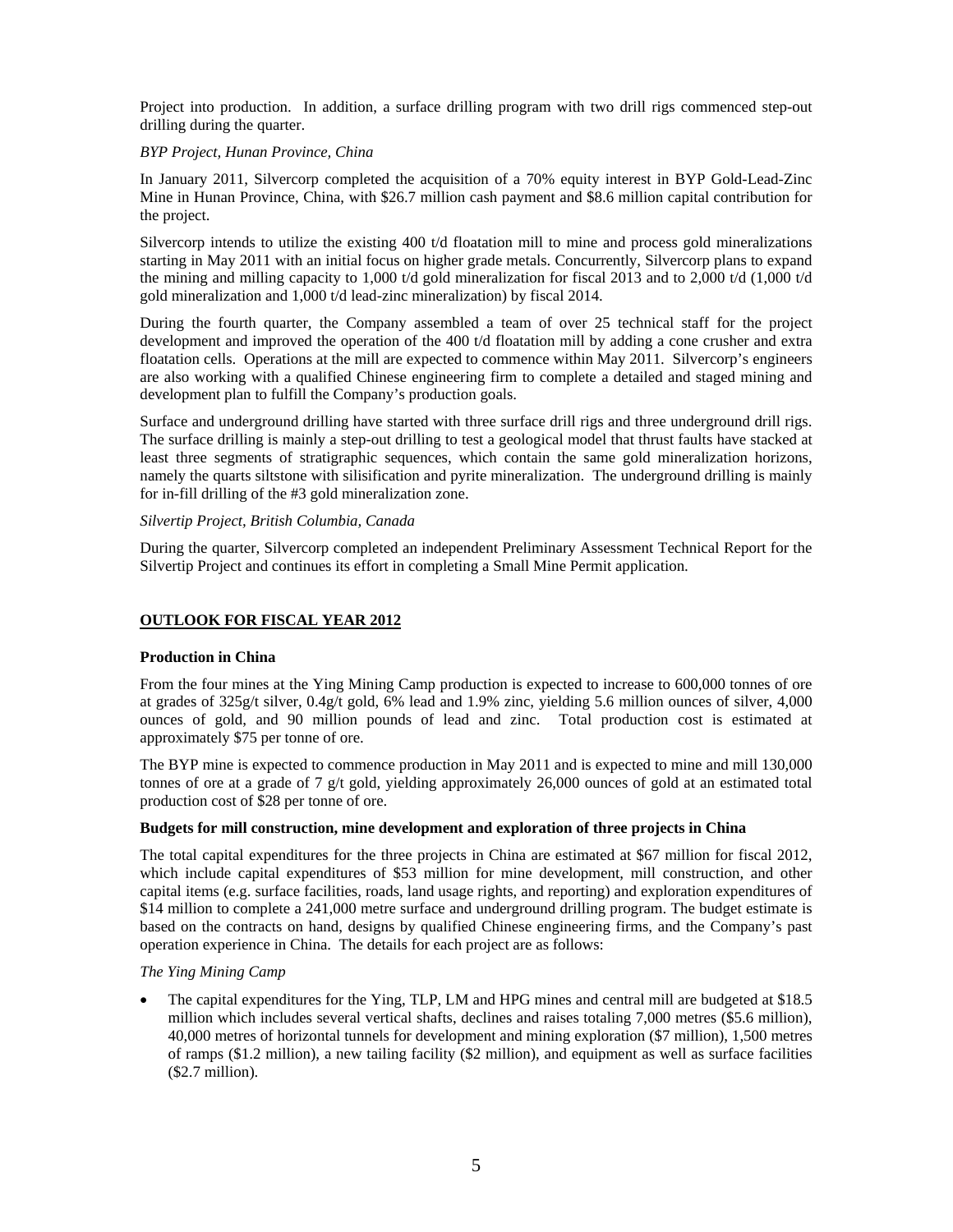Project into production. In addition, a surface drilling program with two drill rigs commenced step-out drilling during the quarter.

*BYP Project, Hunan Province, China*

In January 2011, Silvercorp completed the acquisition of a 70% equity interest in BYP Gold-Lead-Zinc Mine in Hunan Province, China, with $26.7 million cash payment and $8.6 million capital contribution for the project.

Silvercorp intends to utilize the existing 400 t/d floatation mill to mine and process gold mineralizations starting in May 2011 with an initial focus on higher grade metals. Concurrently, Silvercorp plans to expand the mining and milling capacity to 1,000 t/d gold mineralization for fiscal 2013 and to 2,000 t/d (1,000 t/d gold mineralization and 1,000 t/d lead-zinc mineralization) by fiscal 2014.

During the fourth quarter, the Company assembled a team of over 25 technical staff for the project development and improved the operation of the 400 t/d floatation mill by adding a cone crusher and extra floatation cells. Operations at the mill are expected to commence within May 2011. Silvercorp's engineers are also working with a qualified Chinese engineering firm to complete a detailed and staged mining and development plan to fulfill the Company's production goals.

Surface and underground drilling have started with three surface drill rigs and three underground drill rigs. The surface drilling is mainly a step-out drilling to test a geological model that thrust faults have stacked at least three segments of stratigraphic sequences, which contain the same gold mineralization horizons, namely the quarts siltstone with silisification and pyrite mineralization. The underground drilling is mainly for in-fill drilling of the #3 gold mineralization zone.

*Silvertip Project, British Columbia, Canada*

During the quarter, Silvercorp completed an independent Preliminary Assessment Technical Report for the Silvertip Project and continues its effort in completing a Small Mine Permit application.

## OUTLOOK FOR FISCAL YEAR 2012

### Production in China

From the four mines at the Ying Mining Camp production is expected to increase to 600,000 tonnes of ore at grades of 325g/t silver, 0.4g/t gold, 6% lead and 1.9% zinc, yielding 5.6 million ounces of silver, 4,000 ounces of gold, and 90 million pounds of lead and zinc. Total production cost is estimated at approximately $75 per tonne of ore.

The BYP mine is expected to commence production in May 2011 and is expected to mine and mill 130,000 tonnes of ore at a grade of 7 g/t gold, yielding approximately 26,000 ounces of gold at an estimated total production cost of $28 per tonne of ore.

### Budgets for mill construction, mine development and exploration of three projects in China

The total capital expenditures for the three projects in China are estimated at $67 million for fiscal 2012, which include capital expenditures of $53 million for mine development, mill construction, and other capital items (e.g. surface facilities, roads, land usage rights, and reporting) and exploration expenditures of $14 million to complete a 241,000 metre surface and underground drilling program. The budget estimate is based on the contracts on hand, designs by qualified Chinese engineering firms, and the Company's past operation experience in China. The details for each project are as follows:

*The Ying Mining Camp*

- The capital expenditures for the Ying, TLP, LM and HPG mines and central mill are budgeted at $18.5 million which includes several vertical shafts, declines and raises totaling 7,000 metres ($5.6 million), 40,000 metres of horizontal tunnels for development and mining exploration ($7 million), 1,500 metres of ramps ($1.2 million), a new tailing facility ($2 million), and equipment as well as surface facilities ($2.7 million).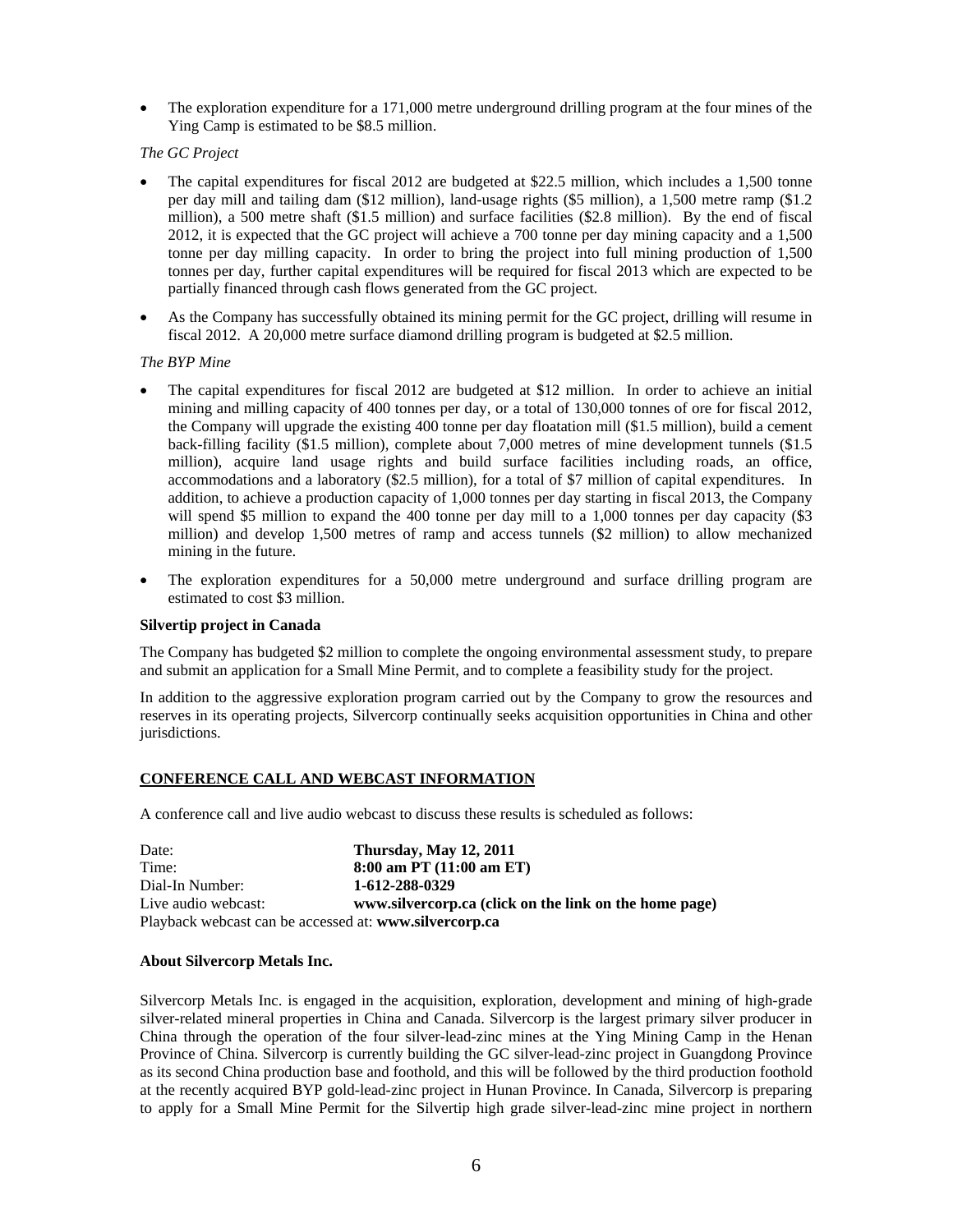- The exploration expenditure for a 171,000 metre underground drilling program at the four mines of the Ying Camp is estimated to be $8.5 million.

*The GC Project*

- The capital expenditures for fiscal 2012 are budgeted at $22.5 million, which includes a 1,500 tonne per day mill and tailing dam ($12 million), land-usage rights ($5 million), a 1,500 metre ramp ($1.2 million), a 500 metre shaft ($1.5 million) and surface facilities ($2.8 million). By the end of fiscal 2012, it is expected that the GC project will achieve a 700 tonne per day mining capacity and a 1,500 tonne per day milling capacity. In order to bring the project into full mining production of 1,500 tonnes per day, further capital expenditures will be required for fiscal 2013 which are expected to be partially financed through cash flows generated from the GC project.
- As the Company has successfully obtained its mining permit for the GC project, drilling will resume in fiscal 2012. A 20,000 metre surface diamond drilling program is budgeted at $2.5 million.

*The BYP Mine*

- The capital expenditures for fiscal 2012 are budgeted at $12 million. In order to achieve an initial mining and milling capacity of 400 tonnes per day, or a total of 130,000 tonnes of ore for fiscal 2012, the Company will upgrade the existing 400 tonne per day floatation mill ($1.5 million), build a cement back-filling facility ($1.5 million), complete about 7,000 metres of mine development tunnels ($1.5 million), acquire land usage rights and build surface facilities including roads, an office, accommodations and a laboratory ($2.5 million), for a total of $7 million of capital expenditures. In addition, to achieve a production capacity of 1,000 tonnes per day starting in fiscal 2013, the Company will spend $5 million to expand the 400 tonne per day mill to a 1,000 tonnes per day capacity ($3 million) and develop 1,500 metres of ramp and access tunnels ($2 million) to allow mechanized mining in the future.
- The exploration expenditures for a 50,000 metre underground and surface drilling program are estimated to cost $3 million.

**Silvertip project in Canada**

The Company has budgeted $2 million to complete the ongoing environmental assessment study, to prepare and submit an application for a Small Mine Permit, and to complete a feasibility study for the project.

In addition to the aggressive exploration program carried out by the Company to grow the resources and reserves in its operating projects, Silvercorp continually seeks acquisition opportunities in China and other jurisdictions.

## CONFERENCE CALL AND WEBCAST INFORMATION

A conference call and live audio webcast to discuss these results is scheduled as follows:

| | |
|---|---|
| Date: | **Thursday, May 12, 2011** |
| Time: | **8:00 am PT (11:00 am ET)** |
| Dial-In Number: | **1-612-288-0329** |
| Live audio webcast: | **www.silvercorp.ca (click on the link on the home page)** |

Playback webcast can be accessed at: **www.silvercorp.ca**

**About Silvercorp Metals Inc.**

Silvercorp Metals Inc. is engaged in the acquisition, exploration, development and mining of high-grade silver-related mineral properties in China and Canada. Silvercorp is the largest primary silver producer in China through the operation of the four silver-lead-zinc mines at the Ying Mining Camp in the Henan Province of China. Silvercorp is currently building the GC silver-lead-zinc project in Guangdong Province as its second China production base and foothold, and this will be followed by the third production foothold at the recently acquired BYP gold-lead-zinc project in Hunan Province. In Canada, Silvercorp is preparing to apply for a Small Mine Permit for the Silvertip high grade silver-lead-zinc mine project in northern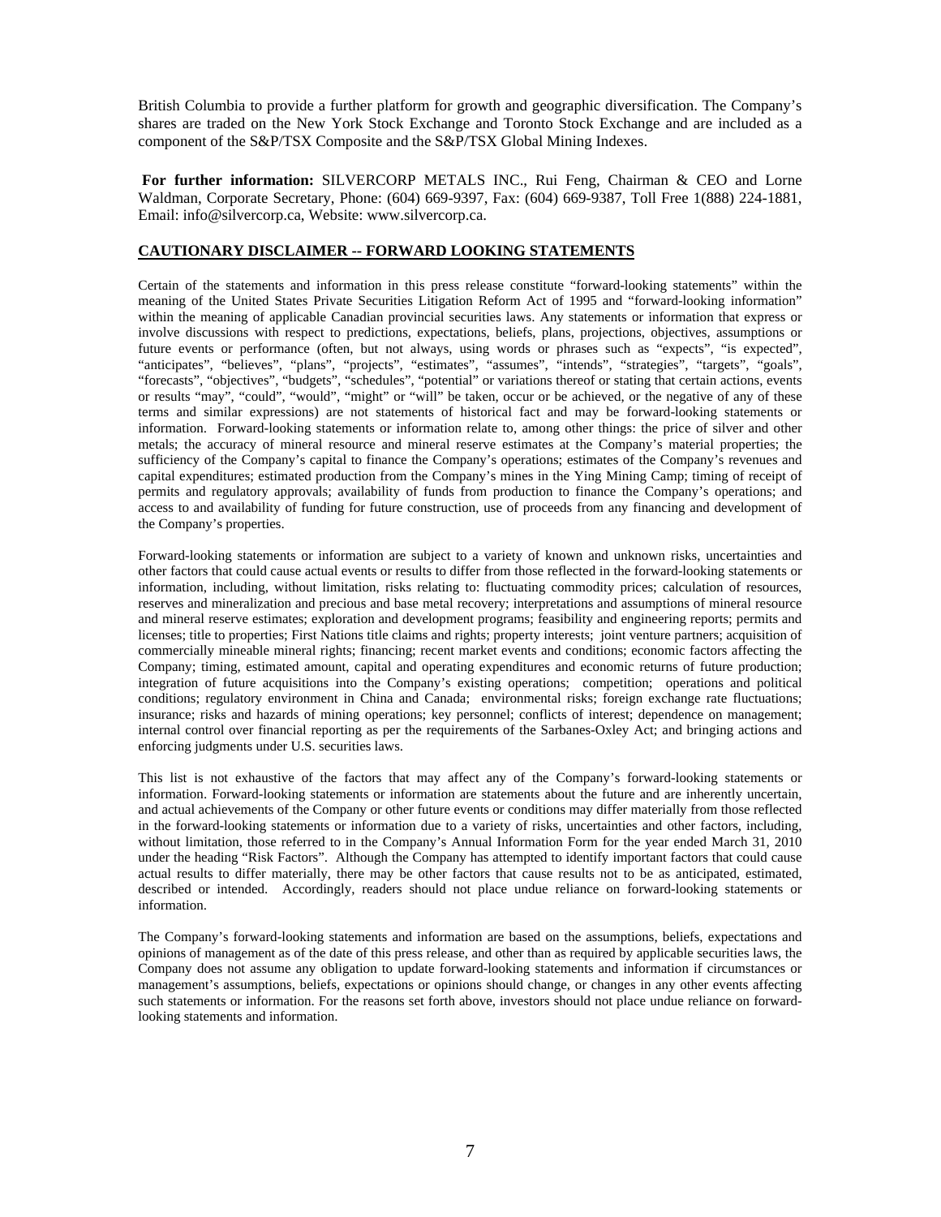British Columbia to provide a further platform for growth and geographic diversification. The Company's shares are traded on the New York Stock Exchange and Toronto Stock Exchange and are included as a component of the S&P/TSX Composite and the S&P/TSX Global Mining Indexes.

**For further information:** SILVERCORP METALS INC., Rui Feng, Chairman & CEO and Lorne Waldman, Corporate Secretary, Phone: (604) 669-9397, Fax: (604) 669-9387, Toll Free 1(888) 224-1881, Email: info@silvercorp.ca, Website: www.silvercorp.ca.

## CAUTIONARY DISCLAIMER -- FORWARD LOOKING STATEMENTS

Certain of the statements and information in this press release constitute "forward-looking statements" within the meaning of the United States Private Securities Litigation Reform Act of 1995 and "forward-looking information" within the meaning of applicable Canadian provincial securities laws. Any statements or information that express or involve discussions with respect to predictions, expectations, beliefs, plans, projections, objectives, assumptions or future events or performance (often, but not always, using words or phrases such as "expects", "is expected", "anticipates", "believes", "plans", "projects", "estimates", "assumes", "intends", "strategies", "targets", "goals", "forecasts", "objectives", "budgets", "schedules", "potential" or variations thereof or stating that certain actions, events or results "may", "could", "would", "might" or "will" be taken, occur or be achieved, or the negative of any of these terms and similar expressions) are not statements of historical fact and may be forward-looking statements or information. Forward-looking statements or information relate to, among other things: the price of silver and other metals; the accuracy of mineral resource and mineral reserve estimates at the Company's material properties; the sufficiency of the Company's capital to finance the Company's operations; estimates of the Company's revenues and capital expenditures; estimated production from the Company's mines in the Ying Mining Camp; timing of receipt of permits and regulatory approvals; availability of funds from production to finance the Company's operations; and access to and availability of funding for future construction, use of proceeds from any financing and development of the Company's properties.

Forward-looking statements or information are subject to a variety of known and unknown risks, uncertainties and other factors that could cause actual events or results to differ from those reflected in the forward-looking statements or information, including, without limitation, risks relating to: fluctuating commodity prices; calculation of resources, reserves and mineralization and precious and base metal recovery; interpretations and assumptions of mineral resource and mineral reserve estimates; exploration and development programs; feasibility and engineering reports; permits and licenses; title to properties; First Nations title claims and rights; property interests; joint venture partners; acquisition of commercially mineable mineral rights; financing; recent market events and conditions; economic factors affecting the Company; timing, estimated amount, capital and operating expenditures and economic returns of future production; integration of future acquisitions into the Company's existing operations; competition; operations and political conditions; regulatory environment in China and Canada; environmental risks; foreign exchange rate fluctuations; insurance; risks and hazards of mining operations; key personnel; conflicts of interest; dependence on management; internal control over financial reporting as per the requirements of the Sarbanes-Oxley Act; and bringing actions and enforcing judgments under U.S. securities laws.

This list is not exhaustive of the factors that may affect any of the Company's forward-looking statements or information. Forward-looking statements or information are statements about the future and are inherently uncertain, and actual achievements of the Company or other future events or conditions may differ materially from those reflected in the forward-looking statements or information due to a variety of risks, uncertainties and other factors, including, without limitation, those referred to in the Company's Annual Information Form for the year ended March 31, 2010 under the heading "Risk Factors". Although the Company has attempted to identify important factors that could cause actual results to differ materially, there may be other factors that cause results not to be as anticipated, estimated, described or intended. Accordingly, readers should not place undue reliance on forward-looking statements or information.

The Company's forward-looking statements and information are based on the assumptions, beliefs, expectations and opinions of management as of the date of this press release, and other than as required by applicable securities laws, the Company does not assume any obligation to update forward-looking statements and information if circumstances or management's assumptions, beliefs, expectations or opinions should change, or changes in any other events affecting such statements or information. For the reasons set forth above, investors should not place undue reliance on forward-looking statements and information.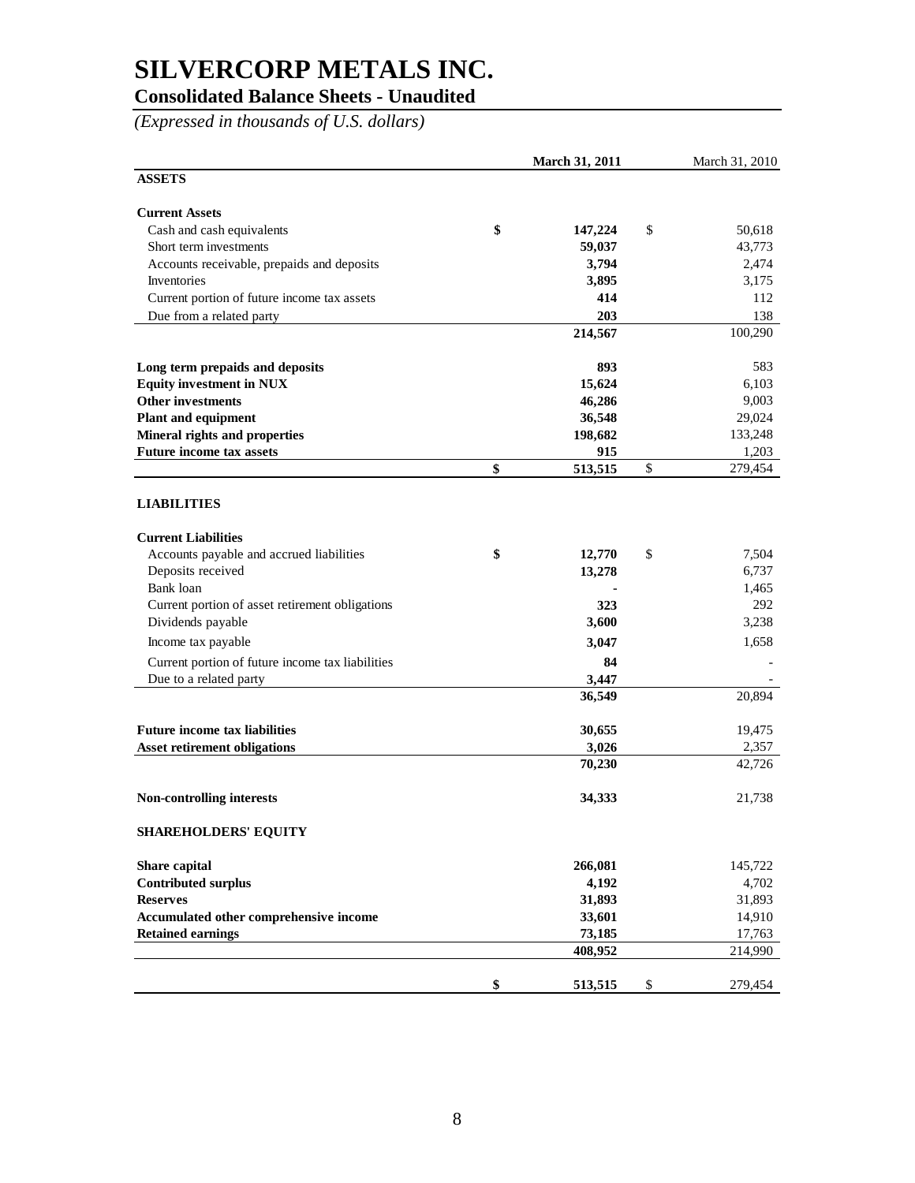# SILVERCORP METALS INC.

## Consolidated Balance Sheets - Unaudited

*(Expressed in thousands of U.S. dollars)*

| | **March 31, 2011** | March 31, 2010 |
|---|---|---|
| **ASSETS** | | |
| **Current Assets** | | |
| Cash and cash equivalents | **$ 147,224** | $ 50,618 |
| Short term investments | **59,037** | 43,773 |
| Accounts receivable, prepaids and deposits | **3,794** | 2,474 |
| Inventories | **3,895** | 3,175 |
| Current portion of future income tax assets | **414** | 112 |
| Due from a related party | **203** | 138 |
| | **214,567** | 100,290 |
| **Long term prepaids and deposits** | **893** | 583 |
| **Equity investment in NUX** | **15,624** | 6,103 |
| **Other investments** | **46,286** | 9,003 |
| **Plant and equipment** | **36,548** | 29,024 |
| **Mineral rights and properties** | **198,682** | 133,248 |
| **Future income tax assets** | **915** | 1,203 |
| | **$ 513,515** | $ 279,454 |
| **LIABILITIES** | | |
| **Current Liabilities** | | |
| Accounts payable and accrued liabilities | **$ 12,770** | $ 7,504 |
| Deposits received | **13,278** | 6,737 |
| Bank loan | **-** | 1,465 |
| Current portion of asset retirement obligations | **323** | 292 |
| Dividends payable | **3,600** | 3,238 |
| Income tax payable | **3,047** | 1,658 |
| Current portion of future income tax liabilities | **84** | - |
| Due to a related party | **3,447** | - |
| | **36,549** | 20,894 |
| **Future income tax liabilities** | **30,655** | 19,475 |
| **Asset retirement obligations** | **3,026** | 2,357 |
| | **70,230** | 42,726 |
| **Non-controlling interests** | **34,333** | 21,738 |
| **SHAREHOLDERS' EQUITY** | | |
| **Share capital** | **266,081** | 145,722 |
| **Contributed surplus** | **4,192** | 4,702 |
| **Reserves** | **31,893** | 31,893 |
| **Accumulated other comprehensive income** | **33,601** | 14,910 |
| **Retained earnings** | **73,185** | 17,763 |
| | **408,952** | 214,990 |
| | **$ 513,515** | $ 279,454 |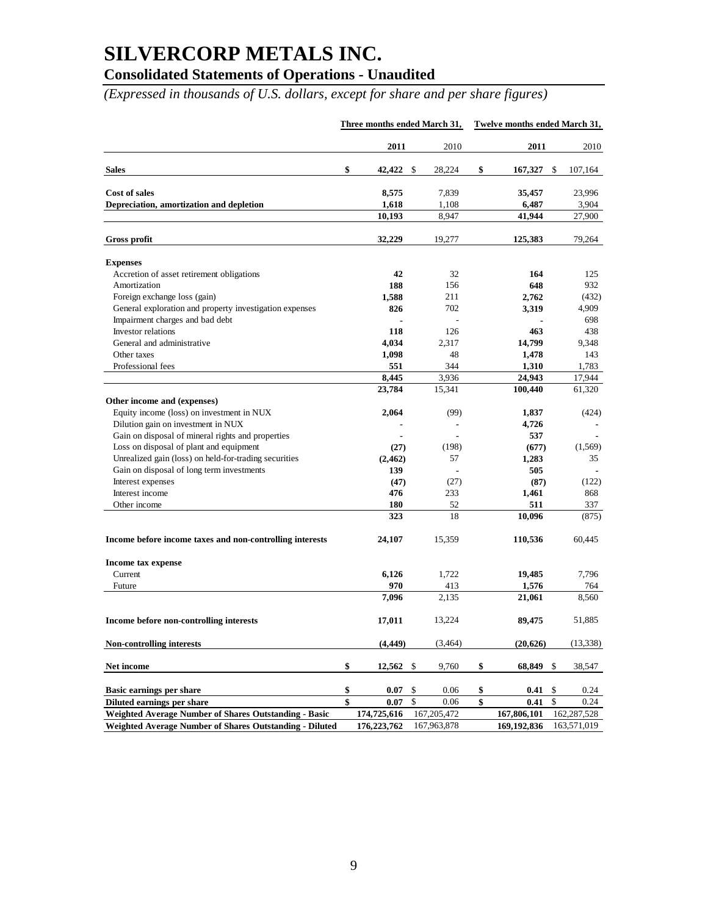# SILVERCORP METALS INC.

## Consolidated Statements of Operations - Unaudited

*(Expressed in thousands of U.S. dollars, except for share and per share figures)*

| | Three months ended March 31, | | Twelve months ended March 31, | |
|---|---|---|---|---|
| | **2011** | 2010 | **2011** | 2010 |
| **Sales** | **$ 42,422** | $ 28,224 | **$ 167,327** | $ 107,164 |
| **Cost of sales** | **8,575** | 7,839 | **35,457** | 23,996 |
| **Depreciation, amortization and depletion** | **1,618** | 1,108 | **6,487** | 3,904 |
| | **10,193** | 8,947 | **41,944** | 27,900 |
| **Gross profit** | **32,229** | 19,277 | **125,383** | 79,264 |
| **Expenses** | | | | |
| Accretion of asset retirement obligations | **42** | 32 | **164** | 125 |
| Amortization | **188** | 156 | **648** | 932 |
| Foreign exchange loss (gain) | **1,588** | 211 | **2,762** | (432) |
| General exploration and property investigation expenses | **826** | 702 | **3,319** | 4,909 |
| Impairment charges and bad debt | **-** | - | **-** | 698 |
| Investor relations | **118** | 126 | **463** | 438 |
| General and administrative | **4,034** | 2,317 | **14,799** | 9,348 |
| Other taxes | **1,098** | 48 | **1,478** | 143 |
| Professional fees | **551** | 344 | **1,310** | 1,783 |
| | **8,445** | 3,936 | **24,943** | 17,944 |
| | **23,784** | 15,341 | **100,440** | 61,320 |
| **Other income and (expenses)** | | | | |
| Equity income (loss) on investment in NUX | **2,064** | (99) | **1,837** | (424) |
| Dilution gain on investment in NUX | **-** | - | **4,726** | - |
| Gain on disposal of mineral rights and properties | **-** | - | **537** | - |
| Loss on disposal of plant and equipment | **(27)** | (198) | **(677)** | (1,569) |
| Unrealized gain (loss) on held-for-trading securities | **(2,462)** | 57 | **1,283** | 35 |
| Gain on disposal of long term investments | **139** | - | **505** | - |
| Interest expenses | **(47)** | (27) | **(87)** | (122) |
| Interest income | **476** | 233 | **1,461** | 868 |
| Other income | **180** | 52 | **511** | 337 |
| | **323** | 18 | **10,096** | (875) |
| **Income before income taxes and non-controlling interests** | **24,107** | 15,359 | **110,536** | 60,445 |
| **Income tax expense** | | | | |
| Current | **6,126** | 1,722 | **19,485** | 7,796 |
| Future | **970** | 413 | **1,576** | 764 |
| | **7,096** | 2,135 | **21,061** | 8,560 |
| **Income before non-controlling interests** | **17,011** | 13,224 | **89,475** | 51,885 |
| **Non-controlling interests** | **(4,449)** | (3,464) | **(20,626)** | (13,338) |
| **Net income** | **$ 12,562** | $ 9,760 | **$ 68,849** | $ 38,547 |
| **Basic earnings per share** | **$ 0.07** | $ 0.06 | **$ 0.41** | $ 0.24 |
| **Diluted earnings per share** | **$ 0.07** | $ 0.06 | **$ 0.41** | $ 0.24 |
| **Weighted Average Number of Shares Outstanding - Basic** | **174,725,616** | 167,205,472 | **167,806,101** | 162,287,528 |
| **Weighted Average Number of Shares Outstanding - Diluted** | **176,223,762** | 167,963,878 | **169,192,836** | 163,571,019 |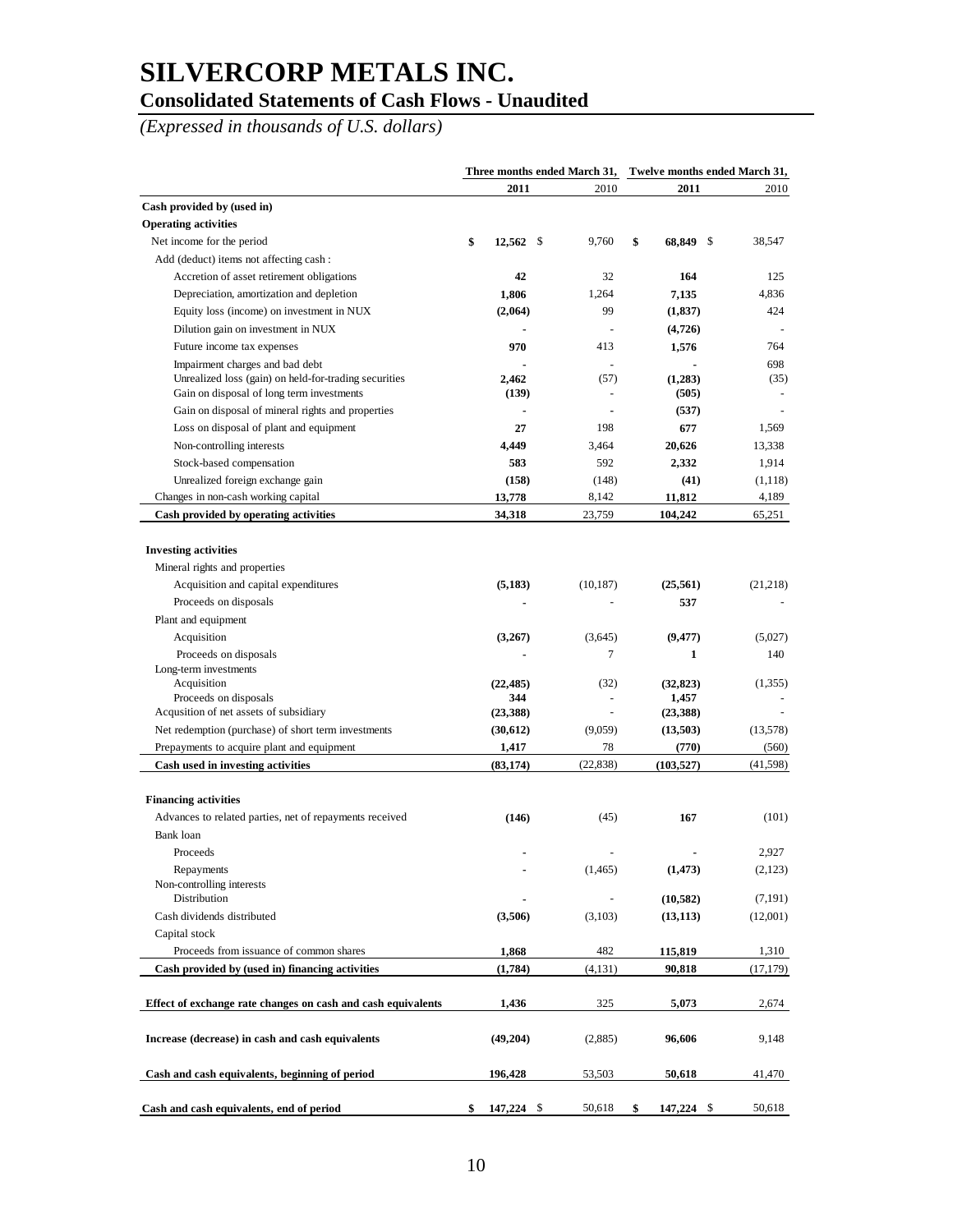# SILVERCORP METALS INC.

## Consolidated Statements of Cash Flows - Unaudited

*(Expressed in thousands of U.S. dollars)*

| | Three months ended March 31, | | Twelve months ended March 31, | |
|---|---|---|---|---|
| | **2011** | 2010 | **2011** | 2010 |
| **Cash provided by (used in)** | | | | |
| **Operating activities** | | | | |
| Net income for the period | **$ 12,562** | $ 9,760 | **$ 68,849** | $ 38,547 |
| Add (deduct) items not affecting cash : | | | | |
| Accretion of asset retirement obligations | **42** | 32 | **164** | 125 |
| Depreciation, amortization and depletion | **1,806** | 1,264 | **7,135** | 4,836 |
| Equity loss (income) on investment in NUX | **(2,064)** | 99 | **(1,837)** | 424 |
| Dilution gain on investment in NUX | **-** | - | **(4,726)** | - |
| Future income tax expenses | **970** | 413 | **1,576** | 764 |
| Impairment charges and bad debt | **-** | - | **-** | 698 |
| Unrealized loss (gain) on held-for-trading securities | **2,462** | (57) | **(1,283)** | (35) |
| Gain on disposal of long term investments | **(139)** | - | **(505)** | - |
| Gain on disposal of mineral rights and properties | **-** | - | **(537)** | - |
| Loss on disposal of plant and equipment | **27** | 198 | **677** | 1,569 |
| Non-controlling interests | **4,449** | 3,464 | **20,626** | 13,338 |
| Stock-based compensation | **583** | 592 | **2,332** | 1,914 |
| Unrealized foreign exchange gain | **(158)** | (148) | **(41)** | (1,118) |
| Changes in non-cash working capital | **13,778** | 8,142 | **11,812** | 4,189 |
| **Cash provided by operating activities** | **34,318** | 23,759 | **104,242** | 65,251 |
| | | | | |
| **Investing activities** | | | | |
| Mineral rights and properties | | | | |
| Acquisition and capital expenditures | **(5,183)** | (10,187) | **(25,561)** | (21,218) |
| Proceeds on disposals | **-** | - | **537** | - |
| Plant and equipment | | | | |
| Acquisition | **(3,267)** | (3,645) | **(9,477)** | (5,027) |
| Proceeds on disposals | **-** | 7 | **1** | 140 |
| Long-term investments | | | | |
| Acquisition | **(22,485)** | (32) | **(32,823)** | (1,355) |
| Proceeds on disposals | **344** | - | **1,457** | - |
| Acqusition of net assets of subsidiary | **(23,388)** | - | **(23,388)** | - |
| Net redemption (purchase) of short term investments | **(30,612)** | (9,059) | **(13,503)** | (13,578) |
| Prepayments to acquire plant and equipment | **1,417** | 78 | **(770)** | (560) |
| **Cash used in investing activities** | **(83,174)** | (22,838) | **(103,527)** | (41,598) |
| | | | | |
| **Financing activities** | | | | |
| Advances to related parties, net of repayments received | **(146)** | (45) | **167** | (101) |
| Bank loan | | | | |
| Proceeds | **-** | - | **-** | 2,927 |
| Repayments | **-** | (1,465) | **(1,473)** | (2,123) |
| Non-controlling interests | | | | |
| Distribution | **-** | - | **(10,582)** | (7,191) |
| Cash dividends distributed | **(3,506)** | (3,103) | **(13,113)** | (12,001) |
| Capital stock | | | | |
| Proceeds from issuance of common shares | **1,868** | 482 | **115,819** | 1,310 |
| **Cash provided by (used in) financing activities** | **(1,784)** | (4,131) | **90,818** | (17,179) |
| | | | | |
| **Effect of exchange rate changes on cash and cash equivalents** | **1,436** | 325 | **5,073** | 2,674 |
| | | | | |
| **Increase (decrease) in cash and cash equivalents** | **(49,204)** | (2,885) | **96,606** | 9,148 |
| | | | | |
| **Cash and cash equivalents, beginning of period** | **196,428** | 53,503 | **50,618** | 41,470 |
| | | | | |
| **Cash and cash equivalents, end of period** | **$ 147,224** | $ 50,618 | **$ 147,224** | $ 50,618 |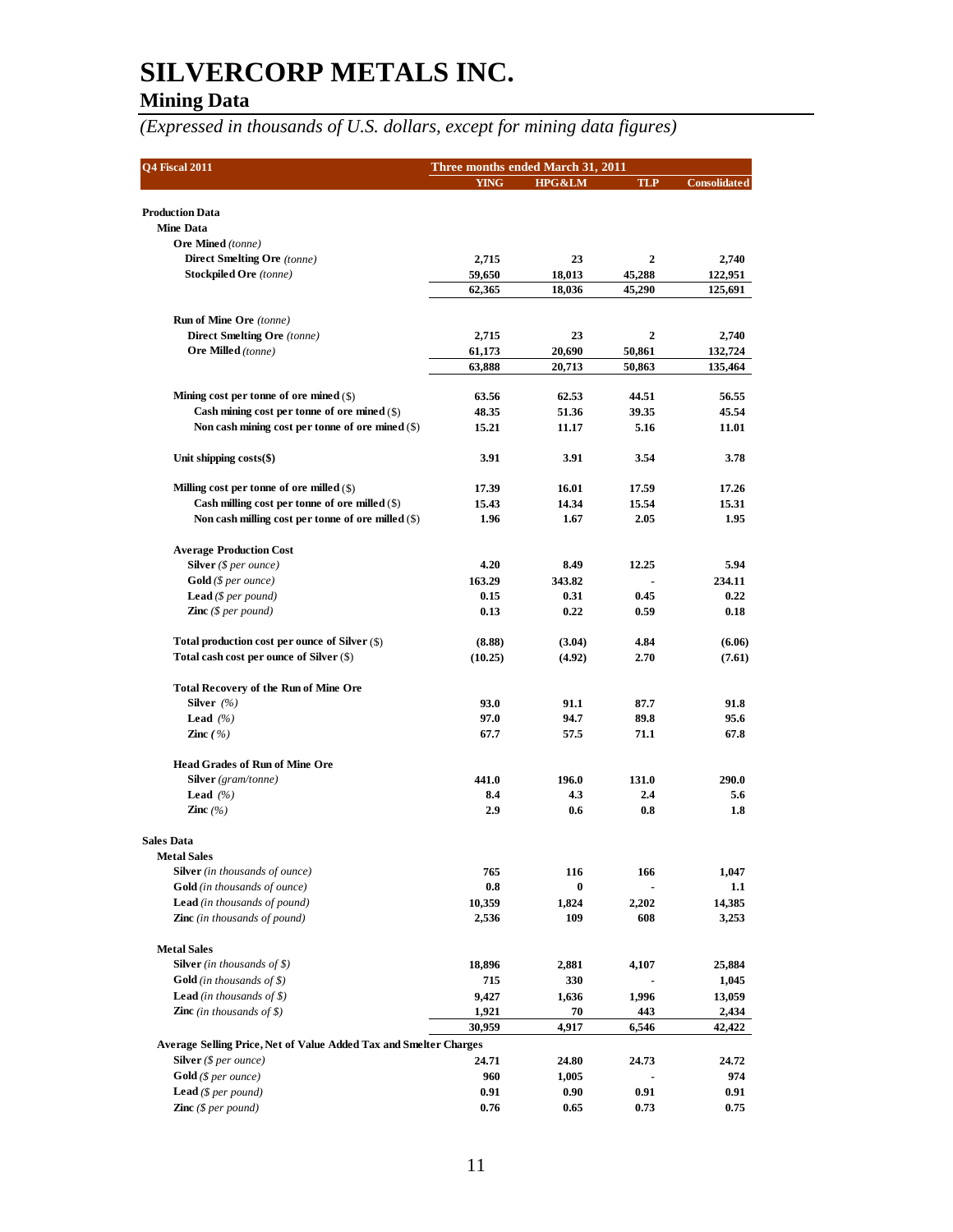# SILVERCORP METALS INC.

## Mining Data

*(Expressed in thousands of U.S. dollars, except for mining data figures)*

| Q4 Fiscal 2011 | Three months ended March 31, 2011 | | | |
|---|---|---|---|---|
| | YING | HPG&LM | TLP | Consolidated |
| **Production Data** | | | | |
| **Mine Data** | | | | |
| **Ore Mined** *(tonne)* | | | | |
| **Direct Smelting Ore** *(tonne)* | 2,715 | 23 | 2 | 2,740 |
| **Stockpiled Ore** *(tonne)* | 59,650 | 18,013 | 45,288 | 122,951 |
| | 62,365 | 18,036 | 45,290 | 125,691 |
| **Run of Mine Ore** *(tonne)* | | | | |
| **Direct Smelting Ore** *(tonne)* | 2,715 | 23 | 2 | 2,740 |
| **Ore Milled** *(tonne)* | 61,173 | 20,690 | 50,861 | 132,724 |
| | 63,888 | 20,713 | 50,863 | 135,464 |
| **Mining cost per tonne of ore mined** ($) | 63.56 | 62.53 | 44.51 | 56.55 |
| **Cash mining cost per tonne of ore mined** ($) | 48.35 | 51.36 | 39.35 | 45.54 |
| **Non cash mining cost per tonne of ore mined** ($) | 15.21 | 11.17 | 5.16 | 11.01 |
| **Unit shipping costs($)** | 3.91 | 3.91 | 3.54 | 3.78 |
| **Milling cost per tonne of ore milled** ($) | 17.39 | 16.01 | 17.59 | 17.26 |
| **Cash milling cost per tonne of ore milled** ($) | 15.43 | 14.34 | 15.54 | 15.31 |
| **Non cash milling cost per tonne of ore milled** ($) | 1.96 | 1.67 | 2.05 | 1.95 |
| **Average Production Cost** | | | | |
| **Silver** *($ per ounce)* | 4.20 | 8.49 | 12.25 | 5.94 |
| **Gold** *($ per ounce)* | 163.29 | 343.82 | - | 234.11 |
| **Lead** *($ per pound)* | 0.15 | 0.31 | 0.45 | 0.22 |
| **Zinc** *($ per pound)* | 0.13 | 0.22 | 0.59 | 0.18 |
| **Total production cost per ounce of Silver** ($) | (8.88) | (3.04) | 4.84 | (6.06) |
| **Total cash cost per ounce of Silver** ($) | (10.25) | (4.92) | 2.70 | (7.61) |
| **Total Recovery of the Run of Mine Ore** | | | | |
| **Silver** *(%)* | 93.0 | 91.1 | 87.7 | 91.8 |
| **Lead** *(%)* | 97.0 | 94.7 | 89.8 | 95.6 |
| **Zinc** *(%)* | 67.7 | 57.5 | 71.1 | 67.8 |
| **Head Grades of Run of Mine Ore** | | | | |
| **Silver** *(gram/tonne)* | 441.0 | 196.0 | 131.0 | 290.0 |
| **Lead** *(%)* | 8.4 | 4.3 | 2.4 | 5.6 |
| **Zinc** *(%)* | 2.9 | 0.6 | 0.8 | 1.8 |
| **Sales Data** | | | | |
| **Metal Sales** | | | | |
| **Silver** *(in thousands of ounce)* | 765 | 116 | 166 | 1,047 |
| **Gold** *(in thousands of ounce)* | 0.8 | 0 | - | 1.1 |
| **Lead** *(in thousands of pound)* | 10,359 | 1,824 | 2,202 | 14,385 |
| **Zinc** *(in thousands of pound)* | 2,536 | 109 | 608 | 3,253 |
| **Metal Sales** | | | | |
| **Silver** *(in thousands of $)* | 18,896 | 2,881 | 4,107 | 25,884 |
| **Gold** *(in thousands of $)* | 715 | 330 | - | 1,045 |
| **Lead** *(in thousands of $)* | 9,427 | 1,636 | 1,996 | 13,059 |
| **Zinc** *(in thousands of $)* | 1,921 | 70 | 443 | 2,434 |
| | 30,959 | 4,917 | 6,546 | 42,422 |
| **Average Selling Price, Net of Value Added Tax and Smelter Charges** | | | | |
| **Silver** *($ per ounce)* | 24.71 | 24.80 | 24.73 | 24.72 |
| **Gold** *($ per ounce)* | 960 | 1,005 | - | 974 |
| **Lead** *($ per pound)* | 0.91 | 0.90 | 0.91 | 0.91 |
| **Zinc** *($ per pound)* | 0.76 | 0.65 | 0.73 | 0.75 |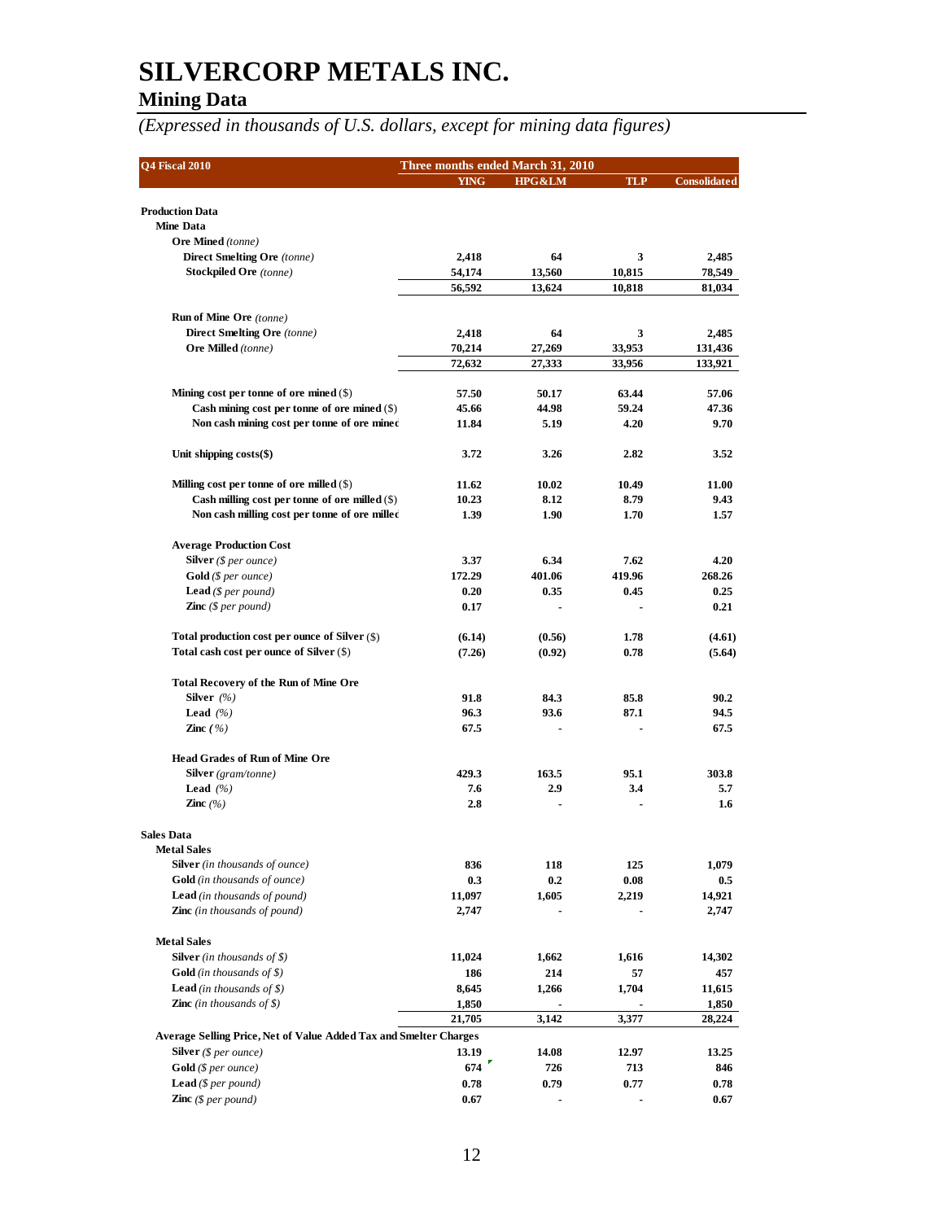# SILVERCORP METALS INC.

## Mining Data

*(Expressed in thousands of U.S. dollars, except for mining data figures)*

| Q4 Fiscal 2010 | Three months ended March 31, 2010 | | | |
|---|---|---|---|---|
| | YING | HPG&LM | TLP | Consolidated |
| **Production Data** | | | | |
| **Mine Data** | | | | |
| **Ore Mined** *(tonne)* | | | | |
| **Direct Smelting Ore** *(tonne)* | 2,418 | 64 | 3 | 2,485 |
| **Stockpiled Ore** *(tonne)* | 54,174 | 13,560 | 10,815 | 78,549 |
| | 56,592 | 13,624 | 10,818 | 81,034 |
| **Run of Mine Ore** *(tonne)* | | | | |
| **Direct Smelting Ore** *(tonne)* | 2,418 | 64 | 3 | 2,485 |
| **Ore Milled** *(tonne)* | 70,214 | 27,269 | 33,953 | 131,436 |
| | 72,632 | 27,333 | 33,956 | 133,921 |
| **Mining cost per tonne of ore mined** ($) | 57.50 | 50.17 | 63.44 | 57.06 |
| **Cash mining cost per tonne of ore mined** ($) | 45.66 | 44.98 | 59.24 | 47.36 |
| **Non cash mining cost per tonne of ore mined** | 11.84 | 5.19 | 4.20 | 9.70 |
| **Unit shipping costs($)** | 3.72 | 3.26 | 2.82 | 3.52 |
| **Milling cost per tonne of ore milled** ($) | 11.62 | 10.02 | 10.49 | 11.00 |
| **Cash milling cost per tonne of ore milled** ($) | 10.23 | 8.12 | 8.79 | 9.43 |
| **Non cash milling cost per tonne of ore milled** | 1.39 | 1.90 | 1.70 | 1.57 |
| **Average Production Cost** | | | | |
| **Silver** *($ per ounce)* | 3.37 | 6.34 | 7.62 | 4.20 |
| **Gold** *($ per ounce)* | 172.29 | 401.06 | 419.96 | 268.26 |
| **Lead** *($ per pound)* | 0.20 | 0.35 | 0.45 | 0.25 |
| **Zinc** *($ per pound)* | 0.17 | - | - | 0.21 |
| **Total production cost per ounce of Silver** ($) | (6.14) | (0.56) | 1.78 | (4.61) |
| **Total cash cost per ounce of Silver** ($) | (7.26) | (0.92) | 0.78 | (5.64) |
| **Total Recovery of the Run of Mine Ore** | | | | |
| **Silver** *(%)* | 91.8 | 84.3 | 85.8 | 90.2 |
| **Lead** *(%)* | 96.3 | 93.6 | 87.1 | 94.5 |
| **Zinc** *( %)* | 67.5 | - | - | 67.5 |
| **Head Grades of Run of Mine Ore** | | | | |
| **Silver** *(gram/tonne)* | 429.3 | 163.5 | 95.1 | 303.8 |
| **Lead** *(%)* | 7.6 | 2.9 | 3.4 | 5.7 |
| **Zinc** *(%)* | 2.8 | - | - | 1.6 |
| **Sales Data** | | | | |
| **Metal Sales** | | | | |
| **Silver** *(in thousands of ounce)* | 836 | 118 | 125 | 1,079 |
| **Gold** *(in thousands of ounce)* | 0.3 | 0.2 | 0.08 | 0.5 |
| **Lead** *(in thousands of pound)* | 11,097 | 1,605 | 2,219 | 14,921 |
| **Zinc** *(in thousands of pound)* | 2,747 | - | - | 2,747 |
| **Metal Sales** | | | | |
| **Silver** *(in thousands of $)* | 11,024 | 1,662 | 1,616 | 14,302 |
| **Gold** *(in thousands of $)* | 186 | 214 | 57 | 457 |
| **Lead** *(in thousands of $)* | 8,645 | 1,266 | 1,704 | 11,615 |
| **Zinc** *(in thousands of $)* | 1,850 | - | - | 1,850 |
| | 21,705 | 3,142 | 3,377 | 28,224 |
| **Average Selling Price, Net of Value Added Tax and Smelter Charges** | | | | |
| **Silver** *($ per ounce)* | 13.19 | 14.08 | 12.97 | 13.25 |
| **Gold** *($ per ounce)* | 674 | 726 | 713 | 846 |
| **Lead** *($ per pound)* | 0.78 | 0.79 | 0.77 | 0.78 |
| **Zinc** *($ per pound)* | 0.67 | - | - | 0.67 |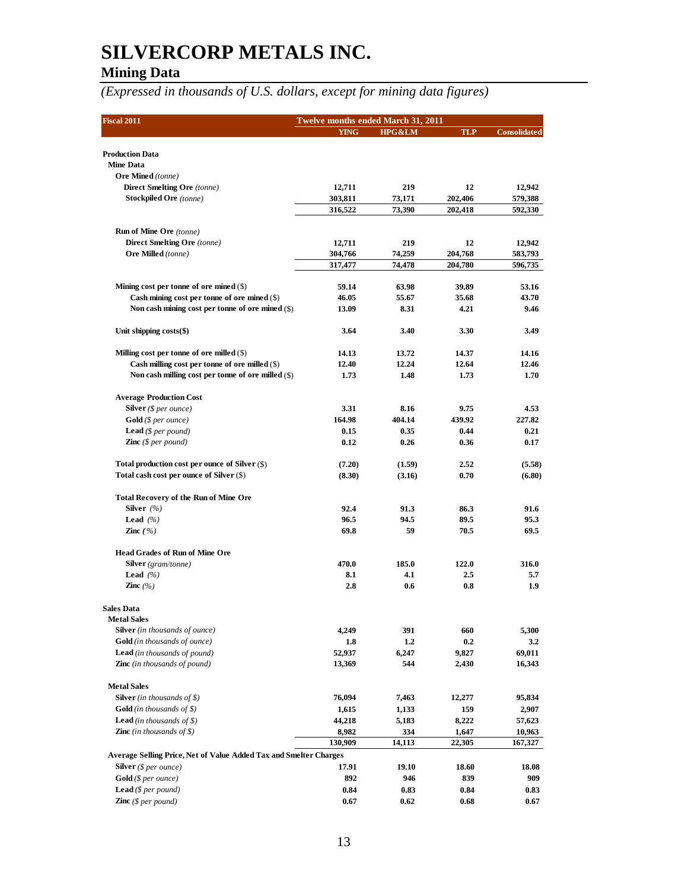# SILVERCORP METALS INC.

## Mining Data

*(Expressed in thousands of U.S. dollars, except for mining data figures)*

| Fiscal 2011 | Twelve months ended March 31, 2011 | | | |
|---|---|---|---|---|
| | YING | HPG&LM | TLP | Consolidated |
| **Production Data** | | | | |
| **Mine Data** | | | | |
| **Ore Mined** *(tonne)* | | | | |
| **Direct Smelting Ore** *(tonne)* | 12,711 | 219 | 12 | 12,942 |
| **Stockpiled Ore** *(tonne)* | 303,811 | 73,171 | 202,406 | 579,388 |
| | 316,522 | 73,390 | 202,418 | 592,330 |
| **Run of Mine Ore** *(tonne)* | | | | |
| **Direct Smelting Ore** *(tonne)* | 12,711 | 219 | 12 | 12,942 |
| **Ore Milled** *(tonne)* | 304,766 | 74,259 | 204,768 | 583,793 |
| | 317,477 | 74,478 | 204,780 | 596,735 |
| **Mining cost per tonne of ore mined** ($) | 59.14 | 63.98 | 39.89 | 53.16 |
| **Cash mining cost per tonne of ore mined** ($) | 46.05 | 55.67 | 35.68 | 43.70 |
| **Non cash mining cost per tonne of ore mined** ($) | 13.09 | 8.31 | 4.21 | 9.46 |
| **Unit shipping costs($)** | 3.64 | 3.40 | 3.30 | 3.49 |
| **Milling cost per tonne of ore milled** ($) | 14.13 | 13.72 | 14.37 | 14.16 |
| **Cash milling cost per tonne of ore milled** ($) | 12.40 | 12.24 | 12.64 | 12.46 |
| **Non cash milling cost per tonne of ore milled** ($) | 1.73 | 1.48 | 1.73 | 1.70 |
| **Average Production Cost** | | | | |
| **Silver** *($ per ounce)* | 3.31 | 8.16 | 9.75 | 4.53 |
| **Gold** *($ per ounce)* | 164.98 | 404.14 | 439.92 | 227.82 |
| **Lead** *($ per pound)* | 0.15 | 0.35 | 0.44 | 0.21 |
| **Zinc** *($ per pound)* | 0.12 | 0.26 | 0.36 | 0.17 |
| **Total production cost per ounce of Silver** ($) | (7.20) | (1.59) | 2.52 | (5.58) |
| **Total cash cost per ounce of Silver** ($) | (8.30) | (3.16) | 0.70 | (6.80) |
| **Total Recovery of the Run of Mine Ore** | | | | |
| **Silver** *(%)* | 92.4 | 91.3 | 86.3 | 91.6 |
| **Lead** *(%)* | 96.5 | 94.5 | 89.5 | 95.3 |
| **Zinc** *(%)* | 69.8 | 59 | 70.5 | 69.5 |
| **Head Grades of Run of Mine Ore** | | | | |
| **Silver** *(gram/tonne)* | 470.0 | 185.0 | 122.0 | 316.0 |
| **Lead** *(%)* | 8.1 | 4.1 | 2.5 | 5.7 |
| **Zinc** *(%)* | 2.8 | 0.6 | 0.8 | 1.9 |
| **Sales Data** | | | | |
| **Metal Sales** | | | | |
| **Silver** *(in thousands of ounce)* | 4,249 | 391 | 660 | 5,300 |
| **Gold** *(in thousands of ounce)* | 1.8 | 1.2 | 0.2 | 3.2 |
| **Lead** *(in thousands of pound)* | 52,937 | 6,247 | 9,827 | 69,011 |
| **Zinc** *(in thousands of pound)* | 13,369 | 544 | 2,430 | 16,343 |
| **Metal Sales** | | | | |
| **Silver** *(in thousands of $)* | 76,094 | 7,463 | 12,277 | 95,834 |
| **Gold** *(in thousands of $)* | 1,615 | 1,133 | 159 | 2,907 |
| **Lead** *(in thousands of $)* | 44,218 | 5,183 | 8,222 | 57,623 |
| **Zinc** *(in thousands of $)* | 8,982 | 334 | 1,647 | 10,963 |
| | 130,909 | 14,113 | 22,305 | 167,327 |
| **Average Selling Price, Net of Value Added Tax and Smelter Charges** | | | | |
| **Silver** *($ per ounce)* | 17.91 | 19.10 | 18.60 | 18.08 |
| **Gold** *($ per ounce)* | 892 | 946 | 839 | 909 |
| **Lead** *($ per pound)* | 0.84 | 0.83 | 0.84 | 0.83 |
| **Zinc** *($ per pound)* | 0.67 | 0.62 | 0.68 | 0.67 |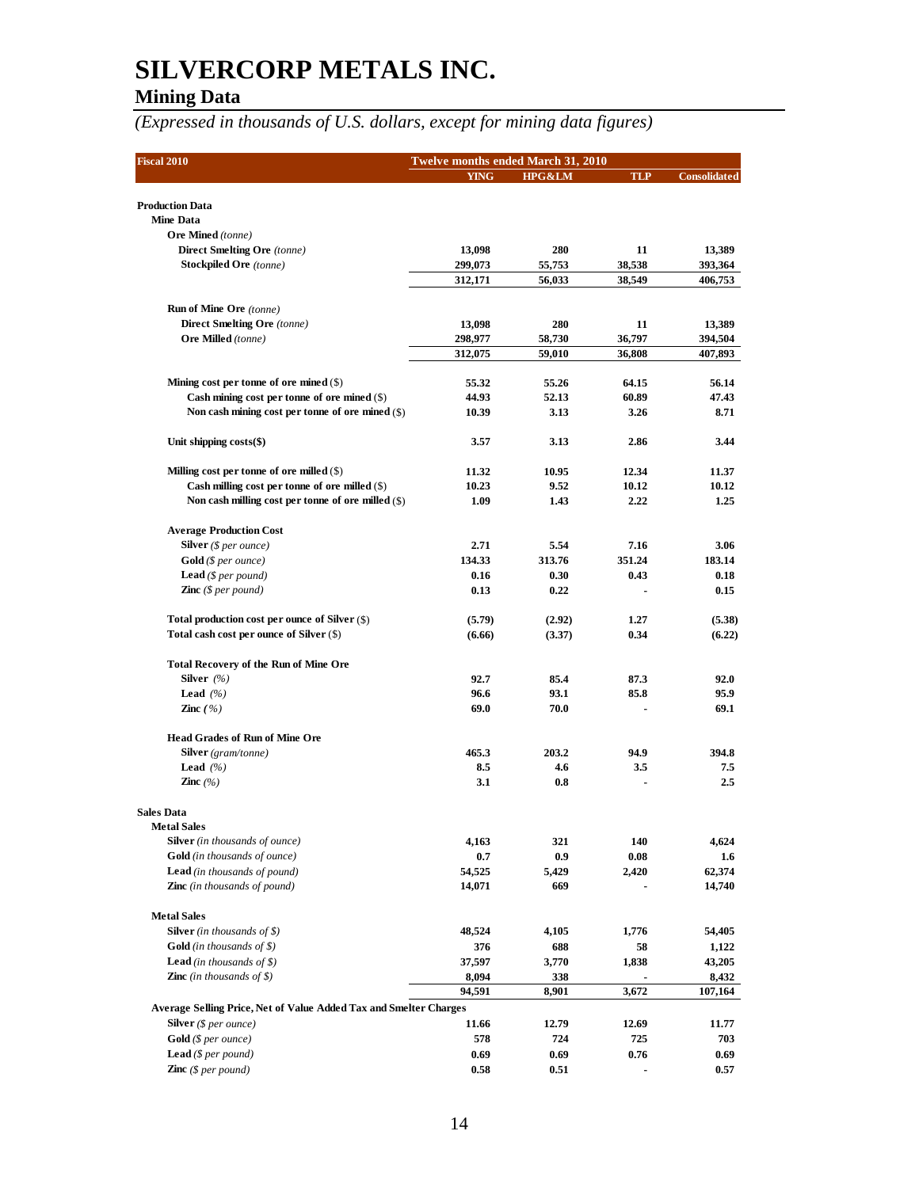# SILVERCORP METALS INC.

## Mining Data

*(Expressed in thousands of U.S. dollars, except for mining data figures)*

| Fiscal 2010 | Twelve months ended March 31, 2010 | | | |
|---|---|---|---|---|
| | YING | HPG&LM | TLP | Consolidated |
| **Production Data** | | | | |
| **Mine Data** | | | | |
| **Ore Mined** *(tonne)* | | | | |
| **Direct Smelting Ore** *(tonne)* | 13,098 | 280 | 11 | 13,389 |
| **Stockpiled Ore** *(tonne)* | 299,073 | 55,753 | 38,538 | 393,364 |
| | 312,171 | 56,033 | 38,549 | 406,753 |
| **Run of Mine Ore** *(tonne)* | | | | |
| **Direct Smelting Ore** *(tonne)* | 13,098 | 280 | 11 | 13,389 |
| **Ore Milled** *(tonne)* | 298,977 | 58,730 | 36,797 | 394,504 |
| | 312,075 | 59,010 | 36,808 | 407,893 |
| **Mining cost per tonne of ore mined** ($) | 55.32 | 55.26 | 64.15 | 56.14 |
| **Cash mining cost per tonne of ore mined** ($) | 44.93 | 52.13 | 60.89 | 47.43 |
| **Non cash mining cost per tonne of ore mined** ($) | 10.39 | 3.13 | 3.26 | 8.71 |
| **Unit shipping costs($)** | 3.57 | 3.13 | 2.86 | 3.44 |
| **Milling cost per tonne of ore milled** ($) | 11.32 | 10.95 | 12.34 | 11.37 |
| **Cash milling cost per tonne of ore milled** ($) | 10.23 | 9.52 | 10.12 | 10.12 |
| **Non cash milling cost per tonne of ore milled** ($) | 1.09 | 1.43 | 2.22 | 1.25 |
| **Average Production Cost** | | | | |
| **Silver** *($ per ounce)* | 2.71 | 5.54 | 7.16 | 3.06 |
| **Gold** *($ per ounce)* | 134.33 | 313.76 | 351.24 | 183.14 |
| **Lead** *($ per pound)* | 0.16 | 0.30 | 0.43 | 0.18 |
| **Zinc** *($ per pound)* | 0.13 | 0.22 | - | 0.15 |
| **Total production cost per ounce of Silver** ($) | (5.79) | (2.92) | 1.27 | (5.38) |
| **Total cash cost per ounce of Silver** ($) | (6.66) | (3.37) | 0.34 | (6.22) |
| **Total Recovery of the Run of Mine Ore** | | | | |
| **Silver** *(%)* | 92.7 | 85.4 | 87.3 | 92.0 |
| **Lead** *(%)* | 96.6 | 93.1 | 85.8 | 95.9 |
| **Zinc** *(%)* | 69.0 | 70.0 | - | 69.1 |
| **Head Grades of Run of Mine Ore** | | | | |
| **Silver** *(gram/tonne)* | 465.3 | 203.2 | 94.9 | 394.8 |
| **Lead** *(%)* | 8.5 | 4.6 | 3.5 | 7.5 |
| **Zinc** *(%)* | 3.1 | 0.8 | - | 2.5 |
| **Sales Data** | | | | |
| **Metal Sales** | | | | |
| **Silver** *(in thousands of ounce)* | 4,163 | 321 | 140 | 4,624 |
| **Gold** *(in thousands of ounce)* | 0.7 | 0.9 | 0.08 | 1.6 |
| **Lead** *(in thousands of pound)* | 54,525 | 5,429 | 2,420 | 62,374 |
| **Zinc** *(in thousands of pound)* | 14,071 | 669 | - | 14,740 |
| **Metal Sales** | | | | |
| **Silver** *(in thousands of $)* | 48,524 | 4,105 | 1,776 | 54,405 |
| **Gold** *(in thousands of $)* | 376 | 688 | 58 | 1,122 |
| **Lead** *(in thousands of $)* | 37,597 | 3,770 | 1,838 | 43,205 |
| **Zinc** *(in thousands of $)* | 8,094 | 338 | - | 8,432 |
| | 94,591 | 8,901 | 3,672 | 107,164 |
| **Average Selling Price, Net of Value Added Tax and Smelter Charges** | | | | |
| **Silver** *($ per ounce)* | 11.66 | 12.79 | 12.69 | 11.77 |
| **Gold** *($ per ounce)* | 578 | 724 | 725 | 703 |
| **Lead** *($ per pound)* | 0.69 | 0.69 | 0.76 | 0.69 |
| **Zinc** *($ per pound)* | 0.58 | 0.51 | - | 0.57 |